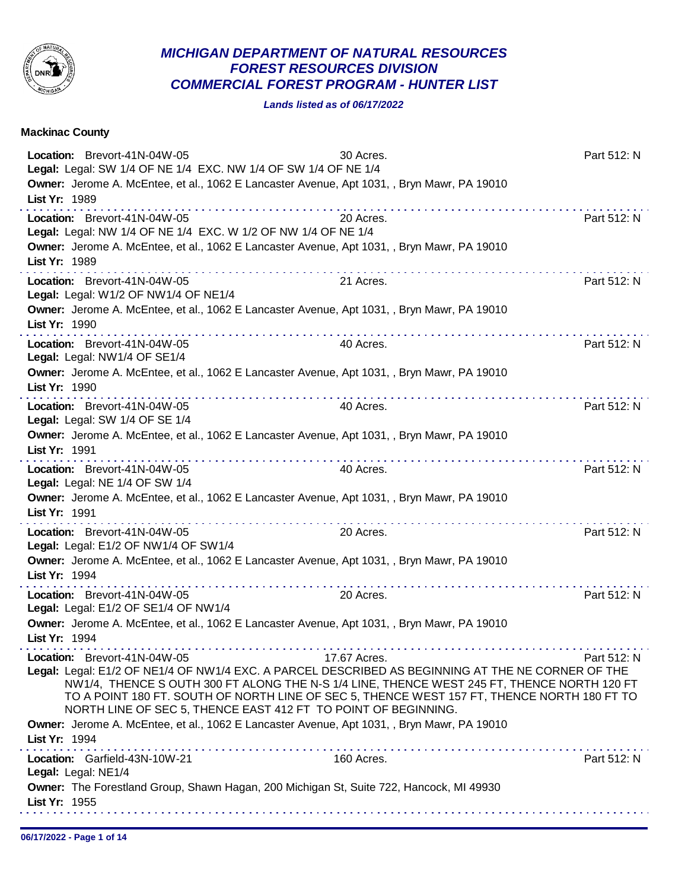## *MICHIGAN DEPARTMENT OF NATURAL RESOURCES*
## *FOREST RESOURCES DIVISION*
## *COMMERCIAL FOREST PROGRAM - HUNTER LIST*

***Lands listed as of 06/17/2022***

**Mackinac County**

**Location:** Brevort-41N-04W-05 — 30 Acres. — Part 512: N
**Legal:** Legal: SW 1/4 OF NE 1/4 EXC. NW 1/4 OF SW 1/4 OF NE 1/4
**Owner:** Jerome A. McEntee, et al., 1062 E Lancaster Avenue, Apt 1031, , Bryn Mawr, PA 19010
**List Yr:** 1989

---

**Location:** Brevort-41N-04W-05 — 20 Acres. — Part 512: N
**Legal:** Legal: NW 1/4 OF NE 1/4 EXC. W 1/2 OF NW 1/4 OF NE 1/4
**Owner:** Jerome A. McEntee, et al., 1062 E Lancaster Avenue, Apt 1031, , Bryn Mawr, PA 19010
**List Yr:** 1989

---

**Location:** Brevort-41N-04W-05 — 21 Acres. — Part 512: N
**Legal:** Legal: W1/2 OF NW1/4 OF NE1/4
**Owner:** Jerome A. McEntee, et al., 1062 E Lancaster Avenue, Apt 1031, , Bryn Mawr, PA 19010
**List Yr:** 1990

---

**Location:** Brevort-41N-04W-05 — 40 Acres. — Part 512: N
**Legal:** Legal: NW1/4 OF SE1/4
**Owner:** Jerome A. McEntee, et al., 1062 E Lancaster Avenue, Apt 1031, , Bryn Mawr, PA 19010
**List Yr:** 1990

---

**Location:** Brevort-41N-04W-05 — 40 Acres. — Part 512: N
**Legal:** Legal: SW 1/4 OF SE 1/4
**Owner:** Jerome A. McEntee, et al., 1062 E Lancaster Avenue, Apt 1031, , Bryn Mawr, PA 19010
**List Yr:** 1991

---

**Location:** Brevort-41N-04W-05 — 40 Acres. — Part 512: N
**Legal:** Legal: NE 1/4 OF SW 1/4
**Owner:** Jerome A. McEntee, et al., 1062 E Lancaster Avenue, Apt 1031, , Bryn Mawr, PA 19010
**List Yr:** 1991

---

**Location:** Brevort-41N-04W-05 — 20 Acres. — Part 512: N
**Legal:** Legal: E1/2 OF NW1/4 OF SW1/4
**Owner:** Jerome A. McEntee, et al., 1062 E Lancaster Avenue, Apt 1031, , Bryn Mawr, PA 19010
**List Yr:** 1994

---

**Location:** Brevort-41N-04W-05 — 20 Acres. — Part 512: N
**Legal:** Legal: E1/2 OF SE1/4 OF NW1/4
**Owner:** Jerome A. McEntee, et al., 1062 E Lancaster Avenue, Apt 1031, , Bryn Mawr, PA 19010
**List Yr:** 1994

---

**Location:** Brevort-41N-04W-05 — 17.67 Acres. — Part 512: N
**Legal:** Legal: E1/2 OF NE1/4 OF NW1/4 EXC. A PARCEL DESCRIBED AS BEGINNING AT THE NE CORNER OF THE NW1/4, THENCE S OUTH 300 FT ALONG THE N-S 1/4 LINE, THENCE WEST 245 FT, THENCE NORTH 120 FT TO A POINT 180 FT. SOUTH OF NORTH LINE OF SEC 5, THENCE WEST 157 FT, THENCE NORTH 180 FT TO NORTH LINE OF SEC 5, THENCE EAST 412 FT TO POINT OF BEGINNING.
**Owner:** Jerome A. McEntee, et al., 1062 E Lancaster Avenue, Apt 1031, , Bryn Mawr, PA 19010
**List Yr:** 1994

---

**Location:** Garfield-43N-10W-21 — 160 Acres. — Part 512: N
**Legal:** Legal: NE1/4
**Owner:** The Forestland Group, Shawn Hagan, 200 Michigan St, Suite 722, Hancock, MI 49930
**List Yr:** 1955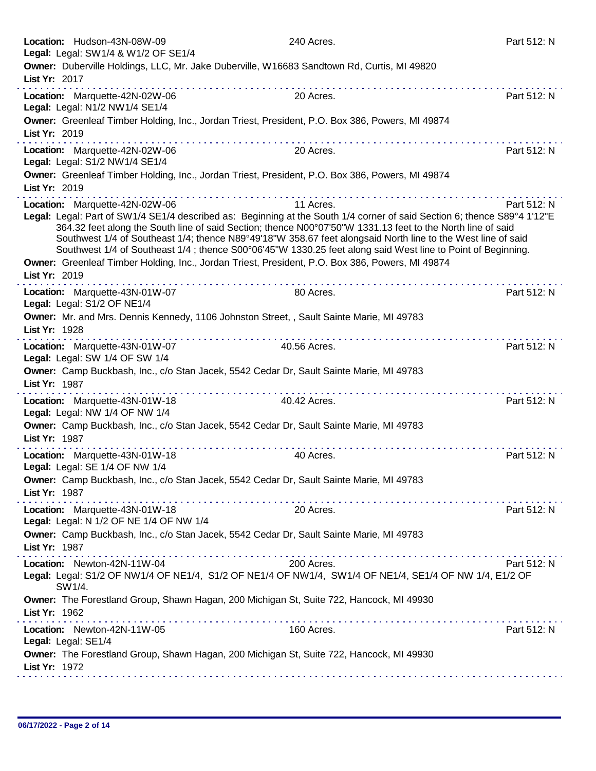**Location:** Hudson-43N-08W-09 240 Acres. Part 512: N
**Legal:** Legal: SW1/4 & W1/2 OF SE1/4
**Owner:** Duberville Holdings, LLC, Mr. Jake Duberville, W16683 Sandtown Rd, Curtis, MI 49820
**List Yr:** 2017

---

**Location:** Marquette-42N-02W-06 20 Acres. Part 512: N
**Legal:** Legal: N1/2 NW1/4 SE1/4
**Owner:** Greenleaf Timber Holding, Inc., Jordan Triest, President, P.O. Box 386, Powers, MI 49874
**List Yr:** 2019

---

**Location:** Marquette-42N-02W-06 20 Acres. Part 512: N
**Legal:** Legal: S1/2 NW1/4 SE1/4
**Owner:** Greenleaf Timber Holding, Inc., Jordan Triest, President, P.O. Box 386, Powers, MI 49874
**List Yr:** 2019

---

**Location:** Marquette-42N-02W-06 11 Acres. Part 512: N
**Legal:** Legal: Part of SW1/4 SE1/4 described as: Beginning at the South 1/4 corner of said Section 6; thence S89°4 1'12"E 364.32 feet along the South line of said Section; thence N00°07'50"W 1331.13 feet to the North line of said Southwest 1/4 of Southeast 1/4; thence N89°49'18"W 358.67 feet alongsaid North line to the West line of said Southwest 1/4 of Southeast 1/4 ; thence S00°06'45"W 1330.25 feet along said West line to Point of Beginning.
**Owner:** Greenleaf Timber Holding, Inc., Jordan Triest, President, P.O. Box 386, Powers, MI 49874
**List Yr:** 2019

---

**Location:** Marquette-43N-01W-07 80 Acres. Part 512: N
**Legal:** Legal: S1/2 OF NE1/4
**Owner:** Mr. and Mrs. Dennis Kennedy, 1106 Johnston Street, , Sault Sainte Marie, MI 49783
**List Yr:** 1928

---

**Location:** Marquette-43N-01W-07 40.56 Acres. Part 512: N
**Legal:** Legal: SW 1/4 OF SW 1/4
**Owner:** Camp Buckbash, Inc., c/o Stan Jacek, 5542 Cedar Dr, Sault Sainte Marie, MI 49783
**List Yr:** 1987

---

**Location:** Marquette-43N-01W-18 40.42 Acres. Part 512: N
**Legal:** Legal: NW 1/4 OF NW 1/4
**Owner:** Camp Buckbash, Inc., c/o Stan Jacek, 5542 Cedar Dr, Sault Sainte Marie, MI 49783
**List Yr:** 1987

---

**Location:** Marquette-43N-01W-18 40 Acres. Part 512: N
**Legal:** Legal: SE 1/4 OF NW 1/4
**Owner:** Camp Buckbash, Inc., c/o Stan Jacek, 5542 Cedar Dr, Sault Sainte Marie, MI 49783
**List Yr:** 1987

---

**Location:** Marquette-43N-01W-18 20 Acres. Part 512: N
**Legal:** Legal: N 1/2 OF NE 1/4 OF NW 1/4
**Owner:** Camp Buckbash, Inc., c/o Stan Jacek, 5542 Cedar Dr, Sault Sainte Marie, MI 49783
**List Yr:** 1987

---

**Location:** Newton-42N-11W-04 200 Acres. Part 512: N
**Legal:** Legal: S1/2 OF NW1/4 OF NE1/4, S1/2 OF NE1/4 OF NW1/4, SW1/4 OF NE1/4, SE1/4 OF NW 1/4, E1/2 OF SW1/4.
**Owner:** The Forestland Group, Shawn Hagan, 200 Michigan St, Suite 722, Hancock, MI 49930
**List Yr:** 1962

---

**Location:** Newton-42N-11W-05 160 Acres. Part 512: N
**Legal:** Legal: SE1/4
**Owner:** The Forestland Group, Shawn Hagan, 200 Michigan St, Suite 722, Hancock, MI 49930
**List Yr:** 1972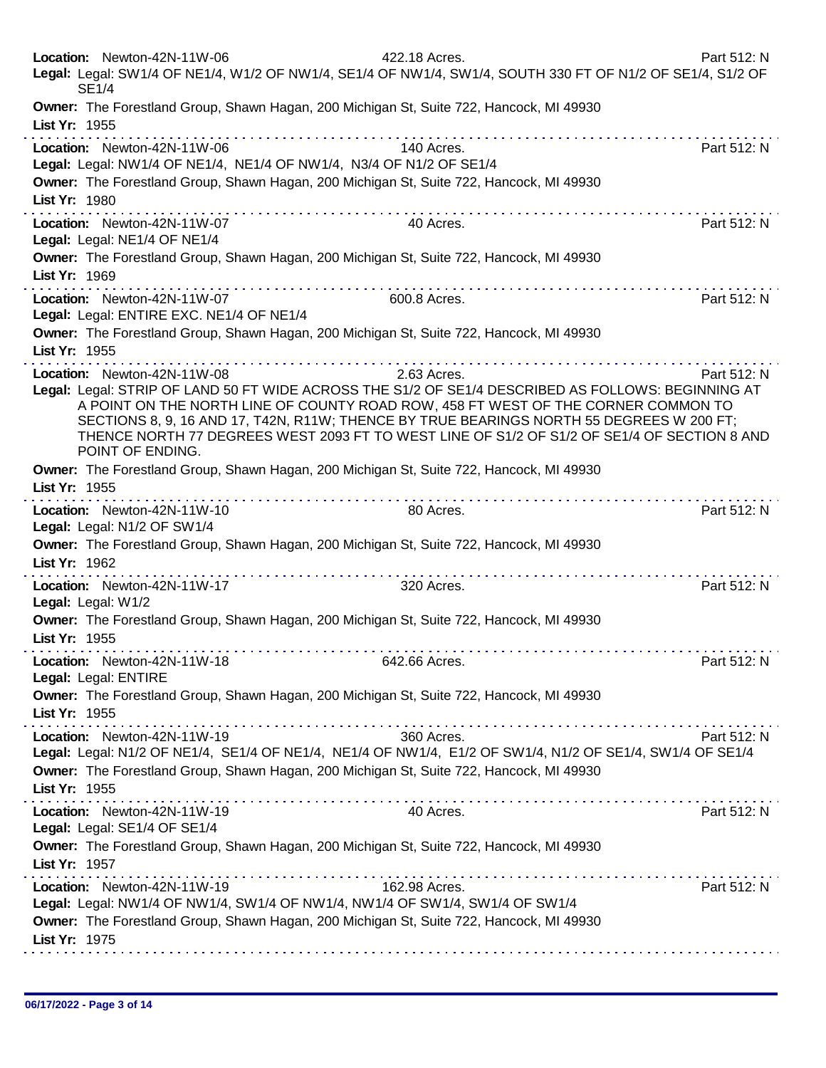**Location:** Newton-42N-11W-06 422.18 Acres. Part 512: N
**Legal:** Legal: SW1/4 OF NE1/4, W1/2 OF NW1/4, SE1/4 OF NW1/4, SW1/4, SOUTH 330 FT OF N1/2 OF SE1/4, S1/2 OF SE1/4
**Owner:** The Forestland Group, Shawn Hagan, 200 Michigan St, Suite 722, Hancock, MI 49930
**List Yr:** 1955

---

**Location:** Newton-42N-11W-06 140 Acres. Part 512: N
**Legal:** Legal: NW1/4 OF NE1/4, NE1/4 OF NW1/4, N3/4 OF N1/2 OF SE1/4
**Owner:** The Forestland Group, Shawn Hagan, 200 Michigan St, Suite 722, Hancock, MI 49930
**List Yr:** 1980

---

**Location:** Newton-42N-11W-07 40 Acres. Part 512: N
**Legal:** Legal: NE1/4 OF NE1/4
**Owner:** The Forestland Group, Shawn Hagan, 200 Michigan St, Suite 722, Hancock, MI 49930
**List Yr:** 1969

---

**Location:** Newton-42N-11W-07 600.8 Acres. Part 512: N
**Legal:** Legal: ENTIRE EXC. NE1/4 OF NE1/4
**Owner:** The Forestland Group, Shawn Hagan, 200 Michigan St, Suite 722, Hancock, MI 49930
**List Yr:** 1955

---

**Location:** Newton-42N-11W-08 2.63 Acres. Part 512: N
**Legal:** Legal: STRIP OF LAND 50 FT WIDE ACROSS THE S1/2 OF SE1/4 DESCRIBED AS FOLLOWS: BEGINNING AT A POINT ON THE NORTH LINE OF COUNTY ROAD ROW, 458 FT WEST OF THE CORNER COMMON TO SECTIONS 8, 9, 16 AND 17, T42N, R11W; THENCE BY TRUE BEARINGS NORTH 55 DEGREES W 200 FT; THENCE NORTH 77 DEGREES WEST 2093 FT TO WEST LINE OF S1/2 OF S1/2 OF SE1/4 OF SECTION 8 AND POINT OF ENDING.
**Owner:** The Forestland Group, Shawn Hagan, 200 Michigan St, Suite 722, Hancock, MI 49930
**List Yr:** 1955

---

**Location:** Newton-42N-11W-10 80 Acres. Part 512: N
**Legal:** Legal: N1/2 OF SW1/4
**Owner:** The Forestland Group, Shawn Hagan, 200 Michigan St, Suite 722, Hancock, MI 49930
**List Yr:** 1962

---

**Location:** Newton-42N-11W-17 320 Acres. Part 512: N
**Legal:** Legal: W1/2
**Owner:** The Forestland Group, Shawn Hagan, 200 Michigan St, Suite 722, Hancock, MI 49930
**List Yr:** 1955

---

**Location:** Newton-42N-11W-18 642.66 Acres. Part 512: N
**Legal:** Legal: ENTIRE
**Owner:** The Forestland Group, Shawn Hagan, 200 Michigan St, Suite 722, Hancock, MI 49930
**List Yr:** 1955

---

**Location:** Newton-42N-11W-19 360 Acres. Part 512: N
**Legal:** Legal: N1/2 OF NE1/4, SE1/4 OF NE1/4, NE1/4 OF NW1/4, E1/2 OF SW1/4, N1/2 OF SE1/4, SW1/4 OF SE1/4
**Owner:** The Forestland Group, Shawn Hagan, 200 Michigan St, Suite 722, Hancock, MI 49930
**List Yr:** 1955

---

**Location:** Newton-42N-11W-19 40 Acres. Part 512: N
**Legal:** Legal: SE1/4 OF SE1/4
**Owner:** The Forestland Group, Shawn Hagan, 200 Michigan St, Suite 722, Hancock, MI 49930
**List Yr:** 1957

---

**Location:** Newton-42N-11W-19 162.98 Acres. Part 512: N
**Legal:** Legal: NW1/4 OF NW1/4, SW1/4 OF NW1/4, NW1/4 OF SW1/4, SW1/4 OF SW1/4
**Owner:** The Forestland Group, Shawn Hagan, 200 Michigan St, Suite 722, Hancock, MI 49930
**List Yr:** 1975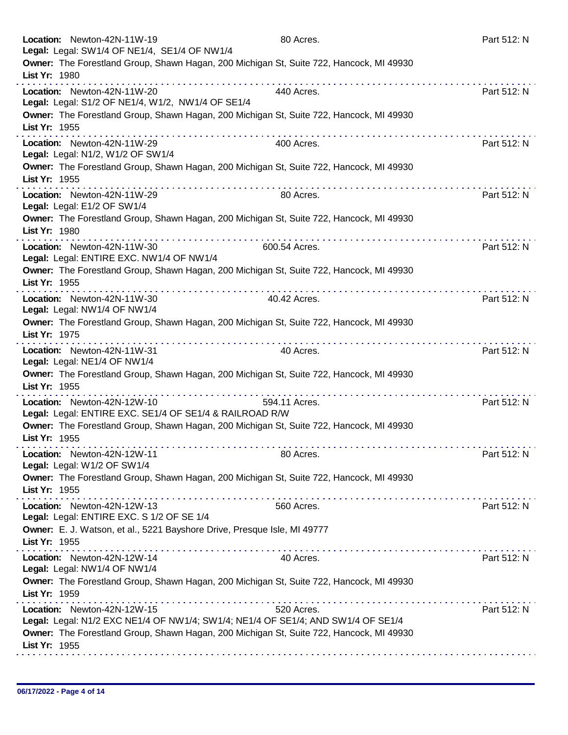**Location:** Newton-42N-11W-19 80 Acres. Part 512: N
**Legal:** Legal: SW1/4 OF NE1/4, SE1/4 OF NW1/4
**Owner:** The Forestland Group, Shawn Hagan, 200 Michigan St, Suite 722, Hancock, MI 49930
**List Yr:** 1980

---

**Location:** Newton-42N-11W-20 440 Acres. Part 512: N
**Legal:** Legal: S1/2 OF NE1/4, W1/2, NW1/4 OF SE1/4
**Owner:** The Forestland Group, Shawn Hagan, 200 Michigan St, Suite 722, Hancock, MI 49930
**List Yr:** 1955

---

**Location:** Newton-42N-11W-29 400 Acres. Part 512: N
**Legal:** Legal: N1/2, W1/2 OF SW1/4
**Owner:** The Forestland Group, Shawn Hagan, 200 Michigan St, Suite 722, Hancock, MI 49930
**List Yr:** 1955

---

**Location:** Newton-42N-11W-29 80 Acres. Part 512: N
**Legal:** Legal: E1/2 OF SW1/4
**Owner:** The Forestland Group, Shawn Hagan, 200 Michigan St, Suite 722, Hancock, MI 49930
**List Yr:** 1980

---

**Location:** Newton-42N-11W-30 600.54 Acres. Part 512: N
**Legal:** Legal: ENTIRE EXC. NW1/4 OF NW1/4
**Owner:** The Forestland Group, Shawn Hagan, 200 Michigan St, Suite 722, Hancock, MI 49930
**List Yr:** 1955

---

**Location:** Newton-42N-11W-30 40.42 Acres. Part 512: N
**Legal:** Legal: NW1/4 OF NW1/4
**Owner:** The Forestland Group, Shawn Hagan, 200 Michigan St, Suite 722, Hancock, MI 49930
**List Yr:** 1975

---

**Location:** Newton-42N-11W-31 40 Acres. Part 512: N
**Legal:** Legal: NE1/4 OF NW1/4
**Owner:** The Forestland Group, Shawn Hagan, 200 Michigan St, Suite 722, Hancock, MI 49930
**List Yr:** 1955

---

**Location:** Newton-42N-12W-10 594.11 Acres. Part 512: N
**Legal:** Legal: ENTIRE EXC. SE1/4 OF SE1/4 & RAILROAD R/W
**Owner:** The Forestland Group, Shawn Hagan, 200 Michigan St, Suite 722, Hancock, MI 49930
**List Yr:** 1955

---

**Location:** Newton-42N-12W-11 80 Acres. Part 512: N
**Legal:** Legal: W1/2 OF SW1/4
**Owner:** The Forestland Group, Shawn Hagan, 200 Michigan St, Suite 722, Hancock, MI 49930
**List Yr:** 1955

---

**Location:** Newton-42N-12W-13 560 Acres. Part 512: N
**Legal:** Legal: ENTIRE EXC. S 1/2 OF SE 1/4
**Owner:** E. J. Watson, et al., 5221 Bayshore Drive, Presque Isle, MI 49777
**List Yr:** 1955

---

**Location:** Newton-42N-12W-14 40 Acres. Part 512: N
**Legal:** Legal: NW1/4 OF NW1/4
**Owner:** The Forestland Group, Shawn Hagan, 200 Michigan St, Suite 722, Hancock, MI 49930
**List Yr:** 1959

---

**Location:** Newton-42N-12W-15 520 Acres. Part 512: N
**Legal:** Legal: N1/2 EXC NE1/4 OF NW1/4; SW1/4; NE1/4 OF SE1/4; AND SW1/4 OF SE1/4
**Owner:** The Forestland Group, Shawn Hagan, 200 Michigan St, Suite 722, Hancock, MI 49930
**List Yr:** 1955

---

06/17/2022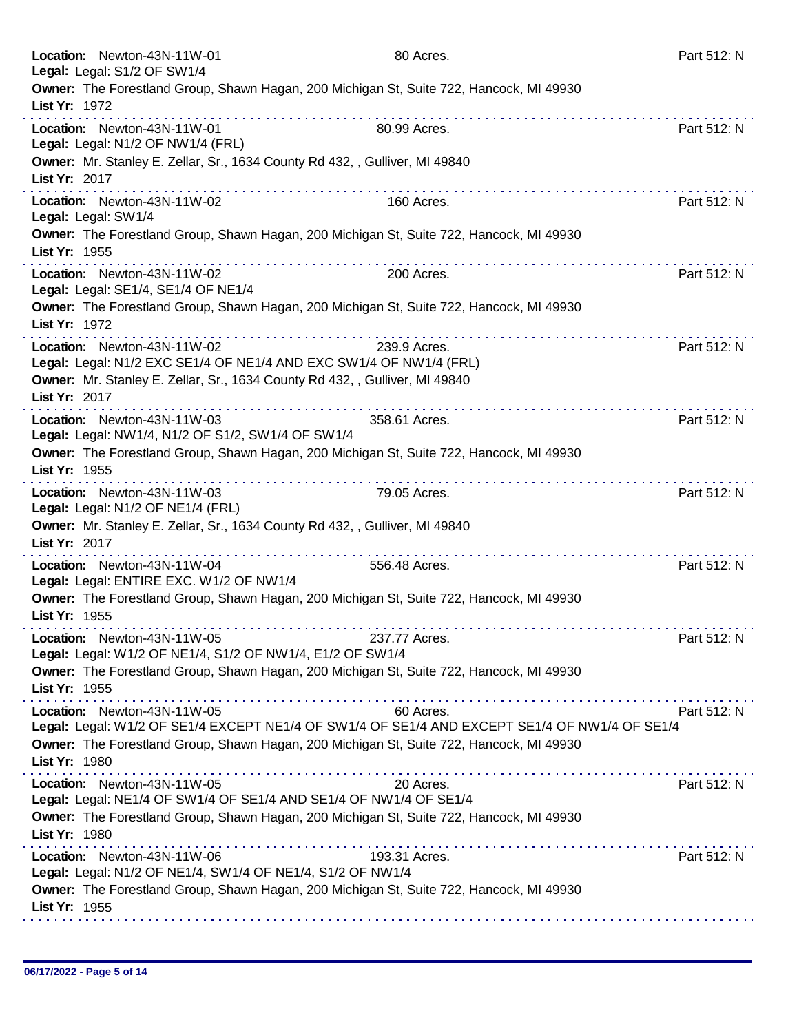**Location:** Newton-43N-11W-01 80 Acres. Part 512: N
**Legal:** Legal: S1/2 OF SW1/4
**Owner:** The Forestland Group, Shawn Hagan, 200 Michigan St, Suite 722, Hancock, MI 49930
**List Yr:** 1972

---

**Location:** Newton-43N-11W-01 80.99 Acres. Part 512: N
**Legal:** Legal: N1/2 OF NW1/4 (FRL)
**Owner:** Mr. Stanley E. Zellar, Sr., 1634 County Rd 432, , Gulliver, MI 49840
**List Yr:** 2017

---

**Location:** Newton-43N-11W-02 160 Acres. Part 512: N
**Legal:** Legal: SW1/4
**Owner:** The Forestland Group, Shawn Hagan, 200 Michigan St, Suite 722, Hancock, MI 49930
**List Yr:** 1955

---

**Location:** Newton-43N-11W-02 200 Acres. Part 512: N
**Legal:** Legal: SE1/4, SE1/4 OF NE1/4
**Owner:** The Forestland Group, Shawn Hagan, 200 Michigan St, Suite 722, Hancock, MI 49930
**List Yr:** 1972

---

**Location:** Newton-43N-11W-02 239.9 Acres. Part 512: N
**Legal:** Legal: N1/2 EXC SE1/4 OF NE1/4 AND EXC SW1/4 OF NW1/4 (FRL)
**Owner:** Mr. Stanley E. Zellar, Sr., 1634 County Rd 432, , Gulliver, MI 49840
**List Yr:** 2017

---

**Location:** Newton-43N-11W-03 358.61 Acres. Part 512: N
**Legal:** Legal: NW1/4, N1/2 OF S1/2, SW1/4 OF SW1/4
**Owner:** The Forestland Group, Shawn Hagan, 200 Michigan St, Suite 722, Hancock, MI 49930
**List Yr:** 1955

---

**Location:** Newton-43N-11W-03 79.05 Acres. Part 512: N
**Legal:** Legal: N1/2 OF NE1/4 (FRL)
**Owner:** Mr. Stanley E. Zellar, Sr., 1634 County Rd 432, , Gulliver, MI 49840
**List Yr:** 2017

---

**Location:** Newton-43N-11W-04 556.48 Acres. Part 512: N
**Legal:** Legal: ENTIRE EXC. W1/2 OF NW1/4
**Owner:** The Forestland Group, Shawn Hagan, 200 Michigan St, Suite 722, Hancock, MI 49930
**List Yr:** 1955

---

**Location:** Newton-43N-11W-05 237.77 Acres. Part 512: N
**Legal:** Legal: W1/2 OF NE1/4, S1/2 OF NW1/4, E1/2 OF SW1/4
**Owner:** The Forestland Group, Shawn Hagan, 200 Michigan St, Suite 722, Hancock, MI 49930
**List Yr:** 1955

---

**Location:** Newton-43N-11W-05 60 Acres. Part 512: N
**Legal:** Legal: W1/2 OF SE1/4 EXCEPT NE1/4 OF SW1/4 OF SE1/4 AND EXCEPT SE1/4 OF NW1/4 OF SE1/4
**Owner:** The Forestland Group, Shawn Hagan, 200 Michigan St, Suite 722, Hancock, MI 49930
**List Yr:** 1980

---

**Location:** Newton-43N-11W-05 20 Acres. Part 512: N
**Legal:** Legal: NE1/4 OF SW1/4 OF SE1/4 AND SE1/4 OF NW1/4 OF SE1/4
**Owner:** The Forestland Group, Shawn Hagan, 200 Michigan St, Suite 722, Hancock, MI 49930
**List Yr:** 1980

---

**Location:** Newton-43N-11W-06 193.31 Acres. Part 512: N
**Legal:** Legal: N1/2 OF NE1/4, SW1/4 OF NE1/4, S1/2 OF NW1/4
**Owner:** The Forestland Group, Shawn Hagan, 200 Michigan St, Suite 722, Hancock, MI 49930
**List Yr:** 1955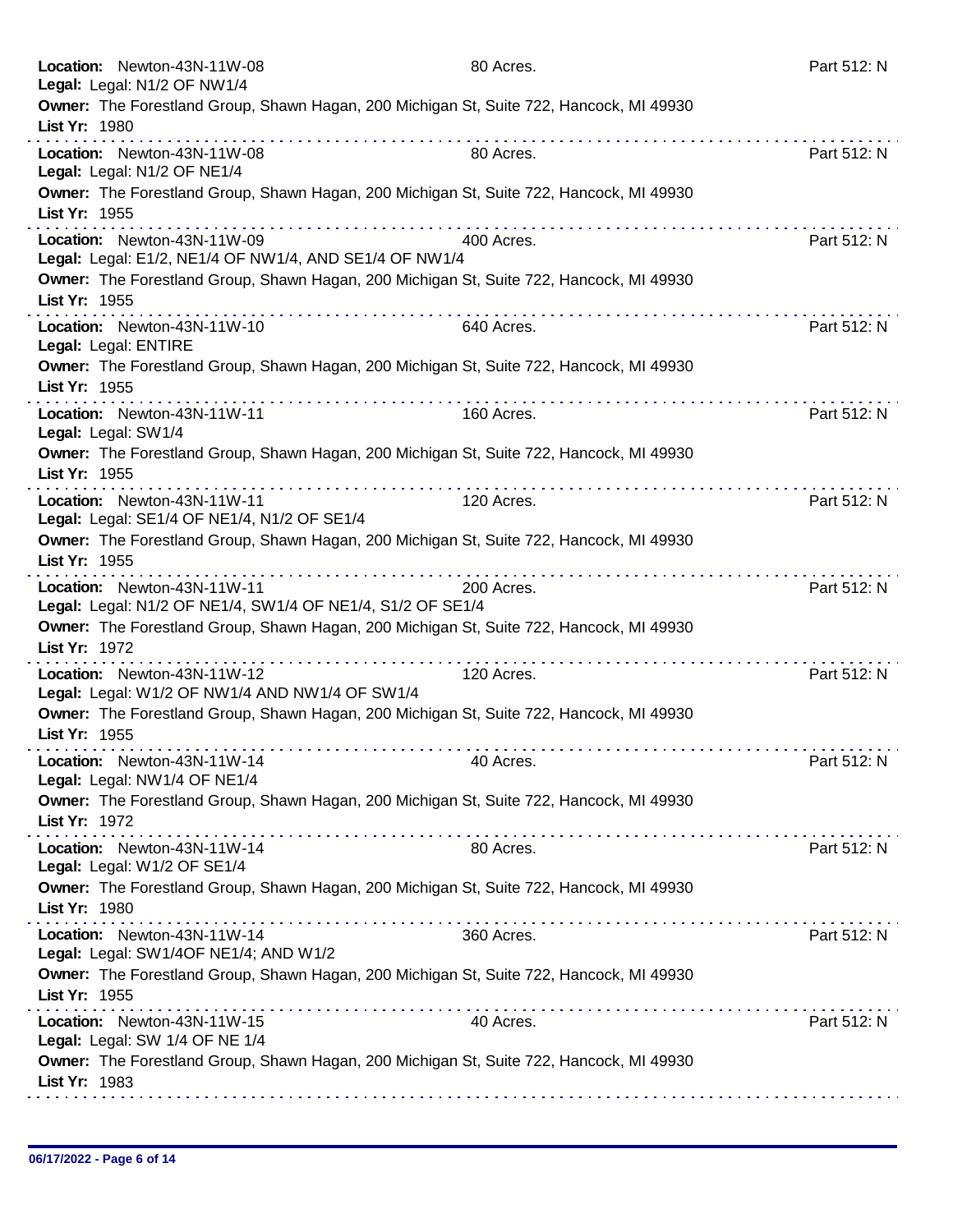**Location:** Newton-43N-11W-08 80 Acres. Part 512: N
**Legal:** Legal: N1/2 OF NW1/4
**Owner:** The Forestland Group, Shawn Hagan, 200 Michigan St, Suite 722, Hancock, MI 49930
**List Yr:** 1980

---

**Location:** Newton-43N-11W-08 80 Acres. Part 512: N
**Legal:** Legal: N1/2 OF NE1/4
**Owner:** The Forestland Group, Shawn Hagan, 200 Michigan St, Suite 722, Hancock, MI 49930
**List Yr:** 1955

---

**Location:** Newton-43N-11W-09 400 Acres. Part 512: N
**Legal:** Legal: E1/2, NE1/4 OF NW1/4, AND SE1/4 OF NW1/4
**Owner:** The Forestland Group, Shawn Hagan, 200 Michigan St, Suite 722, Hancock, MI 49930
**List Yr:** 1955

---

**Location:** Newton-43N-11W-10 640 Acres. Part 512: N
**Legal:** Legal: ENTIRE
**Owner:** The Forestland Group, Shawn Hagan, 200 Michigan St, Suite 722, Hancock, MI 49930
**List Yr:** 1955

---

**Location:** Newton-43N-11W-11 160 Acres. Part 512: N
**Legal:** Legal: SW1/4
**Owner:** The Forestland Group, Shawn Hagan, 200 Michigan St, Suite 722, Hancock, MI 49930
**List Yr:** 1955

---

**Location:** Newton-43N-11W-11 120 Acres. Part 512: N
**Legal:** Legal: SE1/4 OF NE1/4, N1/2 OF SE1/4
**Owner:** The Forestland Group, Shawn Hagan, 200 Michigan St, Suite 722, Hancock, MI 49930
**List Yr:** 1955

---

**Location:** Newton-43N-11W-11 200 Acres. Part 512: N
**Legal:** Legal: N1/2 OF NE1/4, SW1/4 OF NE1/4, S1/2 OF SE1/4
**Owner:** The Forestland Group, Shawn Hagan, 200 Michigan St, Suite 722, Hancock, MI 49930
**List Yr:** 1972

---

**Location:** Newton-43N-11W-12 120 Acres. Part 512: N
**Legal:** Legal: W1/2 OF NW1/4 AND NW1/4 OF SW1/4
**Owner:** The Forestland Group, Shawn Hagan, 200 Michigan St, Suite 722, Hancock, MI 49930
**List Yr:** 1955

---

**Location:** Newton-43N-11W-14 40 Acres. Part 512: N
**Legal:** Legal: NW1/4 OF NE1/4
**Owner:** The Forestland Group, Shawn Hagan, 200 Michigan St, Suite 722, Hancock, MI 49930
**List Yr:** 1972

---

**Location:** Newton-43N-11W-14 80 Acres. Part 512: N
**Legal:** Legal: W1/2 OF SE1/4
**Owner:** The Forestland Group, Shawn Hagan, 200 Michigan St, Suite 722, Hancock, MI 49930
**List Yr:** 1980

---

**Location:** Newton-43N-11W-14 360 Acres. Part 512: N
**Legal:** Legal: SW1/4OF NE1/4; AND W1/2
**Owner:** The Forestland Group, Shawn Hagan, 200 Michigan St, Suite 722, Hancock, MI 49930
**List Yr:** 1955

---

**Location:** Newton-43N-11W-15 40 Acres. Part 512: N
**Legal:** Legal: SW 1/4 OF NE 1/4
**Owner:** The Forestland Group, Shawn Hagan, 200 Michigan St, Suite 722, Hancock, MI 49930
**List Yr:** 1983

---

**06/17/2022**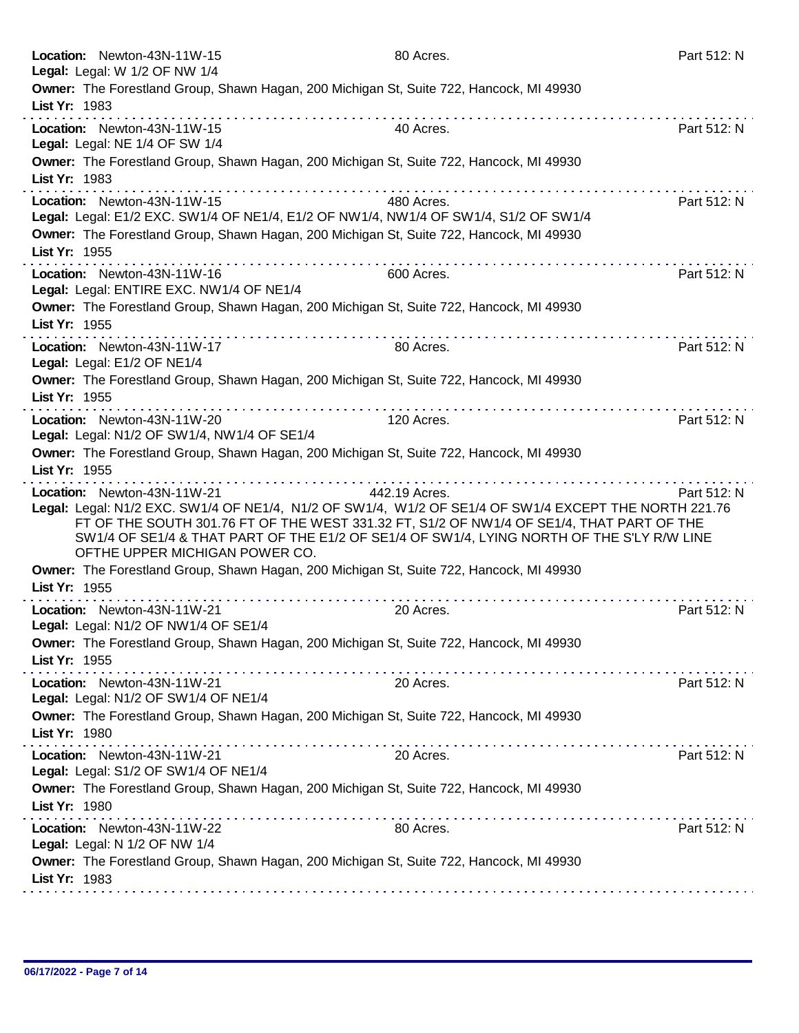**Location:** Newton-43N-11W-15 | 80 Acres. | Part 512: N
**Legal:** Legal: W 1/2 OF NW 1/4
**Owner:** The Forestland Group, Shawn Hagan, 200 Michigan St, Suite 722, Hancock, MI 49930
**List Yr:** 1983

---

**Location:** Newton-43N-11W-15 | 40 Acres. | Part 512: N
**Legal:** Legal: NE 1/4 OF SW 1/4
**Owner:** The Forestland Group, Shawn Hagan, 200 Michigan St, Suite 722, Hancock, MI 49930
**List Yr:** 1983

---

**Location:** Newton-43N-11W-15 | 480 Acres. | Part 512: N
**Legal:** Legal: E1/2 EXC. SW1/4 OF NE1/4, E1/2 OF NW1/4, NW1/4 OF SW1/4, S1/2 OF SW1/4
**Owner:** The Forestland Group, Shawn Hagan, 200 Michigan St, Suite 722, Hancock, MI 49930
**List Yr:** 1955

---

**Location:** Newton-43N-11W-16 | 600 Acres. | Part 512: N
**Legal:** Legal: ENTIRE EXC. NW1/4 OF NE1/4
**Owner:** The Forestland Group, Shawn Hagan, 200 Michigan St, Suite 722, Hancock, MI 49930
**List Yr:** 1955

---

**Location:** Newton-43N-11W-17 | 80 Acres. | Part 512: N
**Legal:** Legal: E1/2 OF NE1/4
**Owner:** The Forestland Group, Shawn Hagan, 200 Michigan St, Suite 722, Hancock, MI 49930
**List Yr:** 1955

---

**Location:** Newton-43N-11W-20 | 120 Acres. | Part 512: N
**Legal:** Legal: N1/2 OF SW1/4, NW1/4 OF SE1/4
**Owner:** The Forestland Group, Shawn Hagan, 200 Michigan St, Suite 722, Hancock, MI 49930
**List Yr:** 1955

---

**Location:** Newton-43N-11W-21 | 442.19 Acres. | Part 512: N
**Legal:** Legal: N1/2 EXC. SW1/4 OF NE1/4, N1/2 OF SW1/4, W1/2 OF SE1/4 OF SW1/4 EXCEPT THE NORTH 221.76 FT OF THE SOUTH 301.76 FT OF THE WEST 331.32 FT, S1/2 OF NW1/4 OF SE1/4, THAT PART OF THE SW1/4 OF SE1/4 & THAT PART OF THE E1/2 OF SE1/4 OF SW1/4, LYING NORTH OF THE S'LY R/W LINE OFTHE UPPER MICHIGAN POWER CO.
**Owner:** The Forestland Group, Shawn Hagan, 200 Michigan St, Suite 722, Hancock, MI 49930
**List Yr:** 1955

---

**Location:** Newton-43N-11W-21 | 20 Acres. | Part 512: N
**Legal:** Legal: N1/2 OF NW1/4 OF SE1/4
**Owner:** The Forestland Group, Shawn Hagan, 200 Michigan St, Suite 722, Hancock, MI 49930
**List Yr:** 1955

---

**Location:** Newton-43N-11W-21 | 20 Acres. | Part 512: N
**Legal:** Legal: N1/2 OF SW1/4 OF NE1/4
**Owner:** The Forestland Group, Shawn Hagan, 200 Michigan St, Suite 722, Hancock, MI 49930
**List Yr:** 1980

---

**Location:** Newton-43N-11W-21 | 20 Acres. | Part 512: N
**Legal:** Legal: S1/2 OF SW1/4 OF NE1/4
**Owner:** The Forestland Group, Shawn Hagan, 200 Michigan St, Suite 722, Hancock, MI 49930
**List Yr:** 1980

---

**Location:** Newton-43N-11W-22 | 80 Acres. | Part 512: N
**Legal:** Legal: N 1/2 OF NW 1/4
**Owner:** The Forestland Group, Shawn Hagan, 200 Michigan St, Suite 722, Hancock, MI 49930
**List Yr:** 1983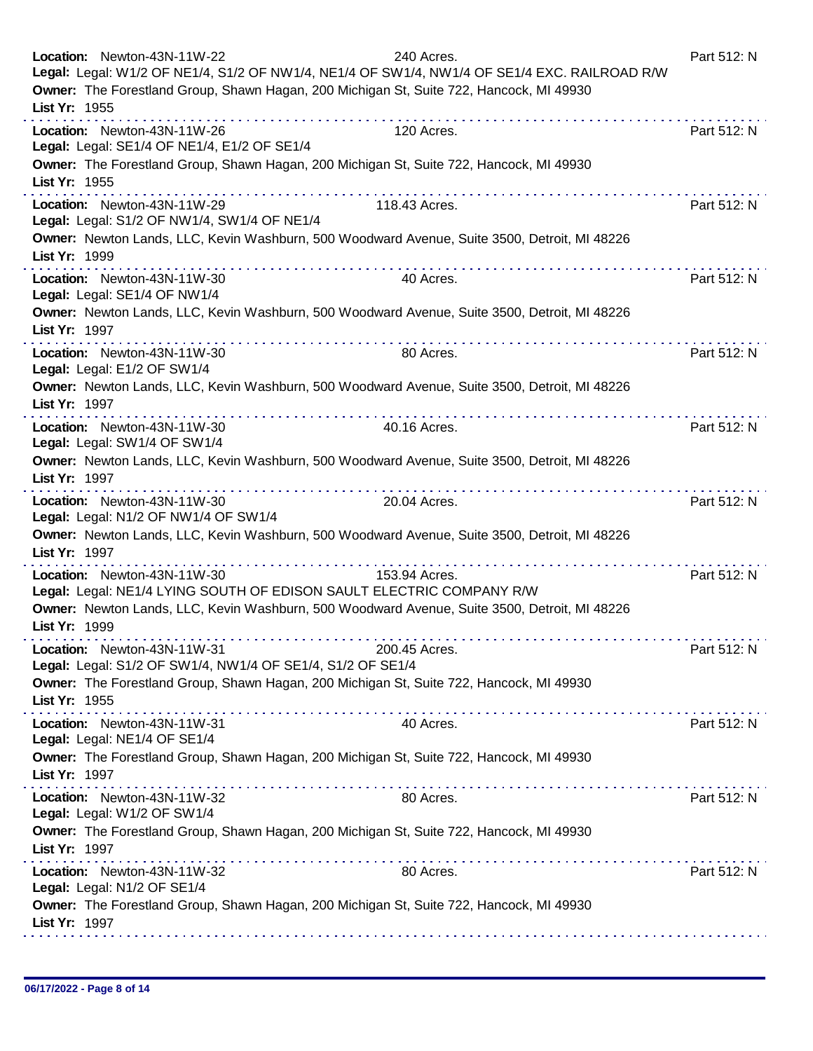**Location:** Newton-43N-11W-22 240 Acres. Part 512: N
**Legal:** Legal: W1/2 OF NE1/4, S1/2 OF NW1/4, NE1/4 OF SW1/4, NW1/4 OF SE1/4 EXC. RAILROAD R/W
**Owner:** The Forestland Group, Shawn Hagan, 200 Michigan St, Suite 722, Hancock, MI 49930
**List Yr:** 1955

---

**Location:** Newton-43N-11W-26 120 Acres. Part 512: N
**Legal:** Legal: SE1/4 OF NE1/4, E1/2 OF SE1/4
**Owner:** The Forestland Group, Shawn Hagan, 200 Michigan St, Suite 722, Hancock, MI 49930
**List Yr:** 1955

---

**Location:** Newton-43N-11W-29 118.43 Acres. Part 512: N
**Legal:** Legal: S1/2 OF NW1/4, SW1/4 OF NE1/4
**Owner:** Newton Lands, LLC, Kevin Washburn, 500 Woodward Avenue, Suite 3500, Detroit, MI 48226
**List Yr:** 1999

---

**Location:** Newton-43N-11W-30 40 Acres. Part 512: N
**Legal:** Legal: SE1/4 OF NW1/4
**Owner:** Newton Lands, LLC, Kevin Washburn, 500 Woodward Avenue, Suite 3500, Detroit, MI 48226
**List Yr:** 1997

---

**Location:** Newton-43N-11W-30 80 Acres. Part 512: N
**Legal:** Legal: E1/2 OF SW1/4
**Owner:** Newton Lands, LLC, Kevin Washburn, 500 Woodward Avenue, Suite 3500, Detroit, MI 48226
**List Yr:** 1997

---

**Location:** Newton-43N-11W-30 40.16 Acres. Part 512: N
**Legal:** Legal: SW1/4 OF SW1/4
**Owner:** Newton Lands, LLC, Kevin Washburn, 500 Woodward Avenue, Suite 3500, Detroit, MI 48226
**List Yr:** 1997

---

**Location:** Newton-43N-11W-30 20.04 Acres. Part 512: N
**Legal:** Legal: N1/2 OF NW1/4 OF SW1/4
**Owner:** Newton Lands, LLC, Kevin Washburn, 500 Woodward Avenue, Suite 3500, Detroit, MI 48226
**List Yr:** 1997

---

**Location:** Newton-43N-11W-30 153.94 Acres. Part 512: N
**Legal:** Legal: NE1/4 LYING SOUTH OF EDISON SAULT ELECTRIC COMPANY R/W
**Owner:** Newton Lands, LLC, Kevin Washburn, 500 Woodward Avenue, Suite 3500, Detroit, MI 48226
**List Yr:** 1999

---

**Location:** Newton-43N-11W-31 200.45 Acres. Part 512: N
**Legal:** Legal: S1/2 OF SW1/4, NW1/4 OF SE1/4, S1/2 OF SE1/4
**Owner:** The Forestland Group, Shawn Hagan, 200 Michigan St, Suite 722, Hancock, MI 49930
**List Yr:** 1955

---

**Location:** Newton-43N-11W-31 40 Acres. Part 512: N
**Legal:** Legal: NE1/4 OF SE1/4
**Owner:** The Forestland Group, Shawn Hagan, 200 Michigan St, Suite 722, Hancock, MI 49930
**List Yr:** 1997

---

**Location:** Newton-43N-11W-32 80 Acres. Part 512: N
**Legal:** Legal: W1/2 OF SW1/4
**Owner:** The Forestland Group, Shawn Hagan, 200 Michigan St, Suite 722, Hancock, MI 49930
**List Yr:** 1997

---

**Location:** Newton-43N-11W-32 80 Acres. Part 512: N
**Legal:** Legal: N1/2 OF SE1/4
**Owner:** The Forestland Group, Shawn Hagan, 200 Michigan St, Suite 722, Hancock, MI 49930
**List Yr:** 1997

---

06/17/2022 - Page 8 of 14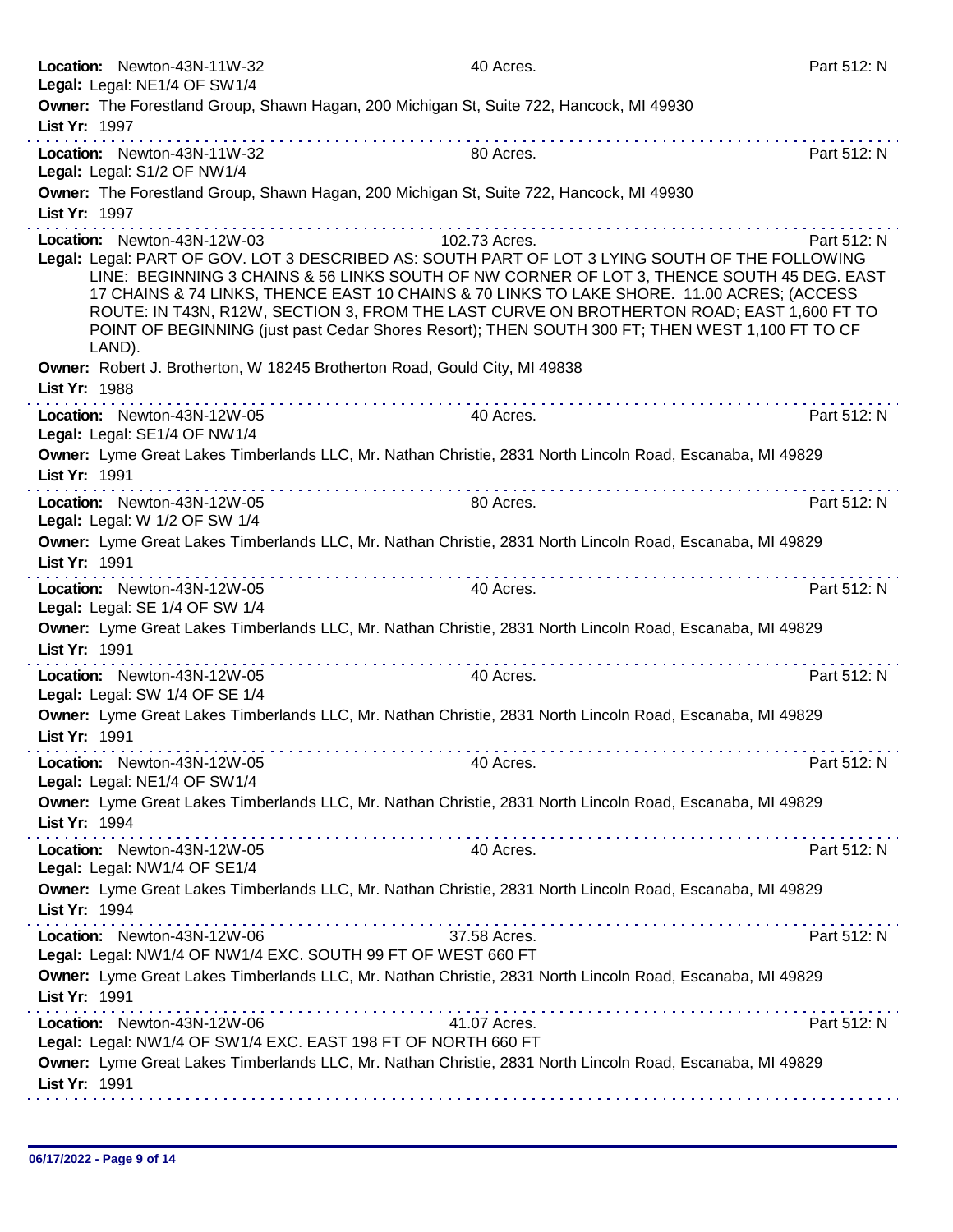**Location:** Newton-43N-11W-32 40 Acres. Part 512: N
**Legal:** Legal: NE1/4 OF SW1/4
**Owner:** The Forestland Group, Shawn Hagan, 200 Michigan St, Suite 722, Hancock, MI 49930
**List Yr:** 1997

---

**Location:** Newton-43N-11W-32 80 Acres. Part 512: N
**Legal:** Legal: S1/2 OF NW1/4
**Owner:** The Forestland Group, Shawn Hagan, 200 Michigan St, Suite 722, Hancock, MI 49930
**List Yr:** 1997

---

**Location:** Newton-43N-12W-03 102.73 Acres. Part 512: N
**Legal:** Legal: PART OF GOV. LOT 3 DESCRIBED AS: SOUTH PART OF LOT 3 LYING SOUTH OF THE FOLLOWING LINE: BEGINNING 3 CHAINS & 56 LINKS SOUTH OF NW CORNER OF LOT 3, THENCE SOUTH 45 DEG. EAST 17 CHAINS & 74 LINKS, THENCE EAST 10 CHAINS & 70 LINKS TO LAKE SHORE. 11.00 ACRES; (ACCESS ROUTE: IN T43N, R12W, SECTION 3, FROM THE LAST CURVE ON BROTHERTON ROAD; EAST 1,600 FT TO POINT OF BEGINNING (just past Cedar Shores Resort); THEN SOUTH 300 FT; THEN WEST 1,100 FT TO CF LAND).
**Owner:** Robert J. Brotherton, W 18245 Brotherton Road, Gould City, MI 49838
**List Yr:** 1988

---

**Location:** Newton-43N-12W-05 40 Acres. Part 512: N
**Legal:** Legal: SE1/4 OF NW1/4
**Owner:** Lyme Great Lakes Timberlands LLC, Mr. Nathan Christie, 2831 North Lincoln Road, Escanaba, MI 49829
**List Yr:** 1991

---

**Location:** Newton-43N-12W-05 80 Acres. Part 512: N
**Legal:** Legal: W 1/2 OF SW 1/4
**Owner:** Lyme Great Lakes Timberlands LLC, Mr. Nathan Christie, 2831 North Lincoln Road, Escanaba, MI 49829
**List Yr:** 1991

---

**Location:** Newton-43N-12W-05 40 Acres. Part 512: N
**Legal:** Legal: SE 1/4 OF SW 1/4
**Owner:** Lyme Great Lakes Timberlands LLC, Mr. Nathan Christie, 2831 North Lincoln Road, Escanaba, MI 49829
**List Yr:** 1991

---

**Location:** Newton-43N-12W-05 40 Acres. Part 512: N
**Legal:** Legal: SW 1/4 OF SE 1/4
**Owner:** Lyme Great Lakes Timberlands LLC, Mr. Nathan Christie, 2831 North Lincoln Road, Escanaba, MI 49829
**List Yr:** 1991

---

**Location:** Newton-43N-12W-05 40 Acres. Part 512: N
**Legal:** Legal: NE1/4 OF SW1/4
**Owner:** Lyme Great Lakes Timberlands LLC, Mr. Nathan Christie, 2831 North Lincoln Road, Escanaba, MI 49829
**List Yr:** 1994

---

**Location:** Newton-43N-12W-05 40 Acres. Part 512: N
**Legal:** Legal: NW1/4 OF SE1/4
**Owner:** Lyme Great Lakes Timberlands LLC, Mr. Nathan Christie, 2831 North Lincoln Road, Escanaba, MI 49829
**List Yr:** 1994

---

**Location:** Newton-43N-12W-06 37.58 Acres. Part 512: N
**Legal:** Legal: NW1/4 OF NW1/4 EXC. SOUTH 99 FT OF WEST 660 FT
**Owner:** Lyme Great Lakes Timberlands LLC, Mr. Nathan Christie, 2831 North Lincoln Road, Escanaba, MI 49829
**List Yr:** 1991

---

**Location:** Newton-43N-12W-06 41.07 Acres. Part 512: N
**Legal:** Legal: NW1/4 OF SW1/4 EXC. EAST 198 FT OF NORTH 660 FT
**Owner:** Lyme Great Lakes Timberlands LLC, Mr. Nathan Christie, 2831 North Lincoln Road, Escanaba, MI 49829
**List Yr:** 1991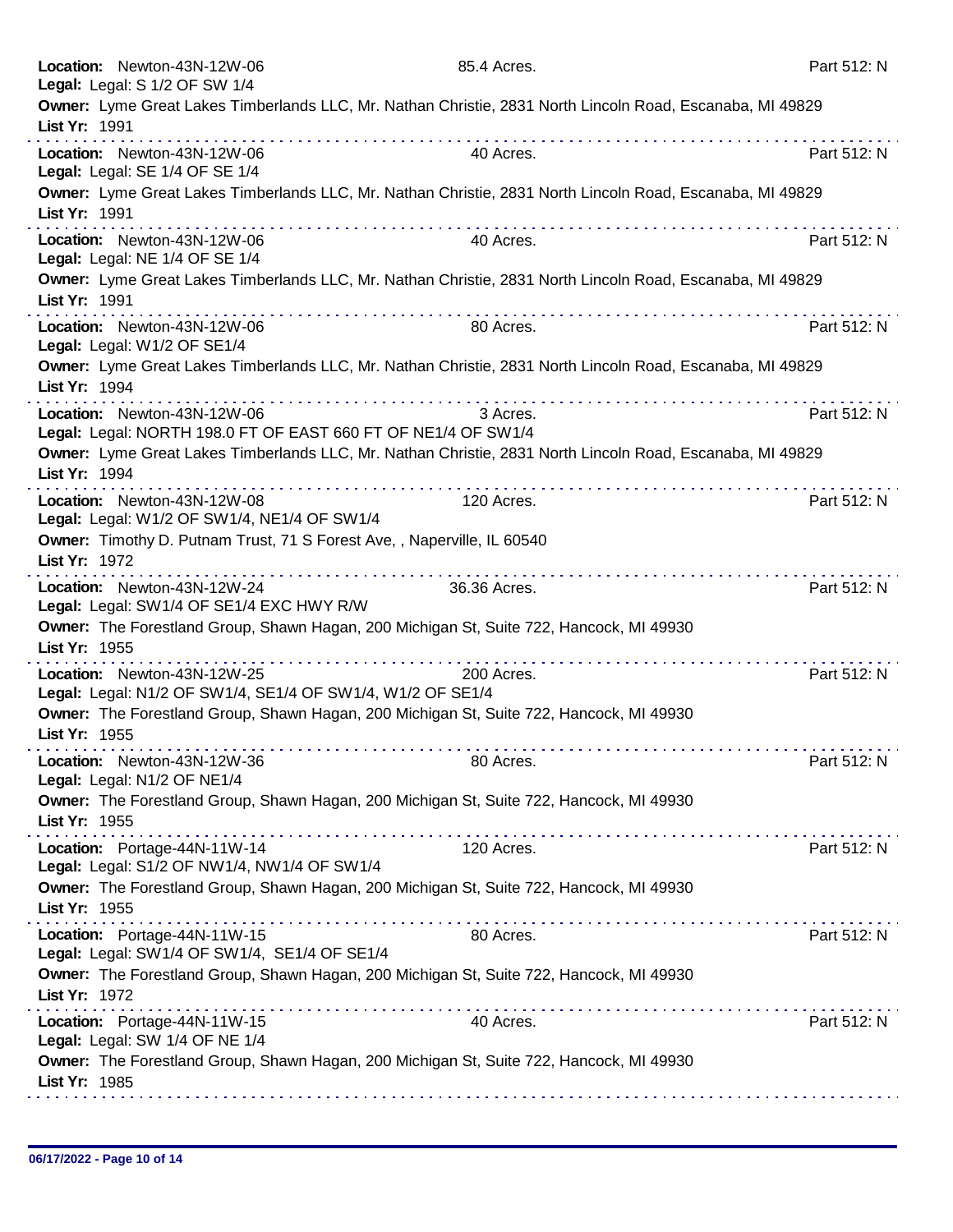**Location:** Newton-43N-12W-06 85.4 Acres. Part 512: N
**Legal:** Legal: S 1/2 OF SW 1/4
**Owner:** Lyme Great Lakes Timberlands LLC, Mr. Nathan Christie, 2831 North Lincoln Road, Escanaba, MI 49829
**List Yr:** 1991

---

**Location:** Newton-43N-12W-06 40 Acres. Part 512: N
**Legal:** Legal: SE 1/4 OF SE 1/4
**Owner:** Lyme Great Lakes Timberlands LLC, Mr. Nathan Christie, 2831 North Lincoln Road, Escanaba, MI 49829
**List Yr:** 1991

---

**Location:** Newton-43N-12W-06 40 Acres. Part 512: N
**Legal:** Legal: NE 1/4 OF SE 1/4
**Owner:** Lyme Great Lakes Timberlands LLC, Mr. Nathan Christie, 2831 North Lincoln Road, Escanaba, MI 49829
**List Yr:** 1991

---

**Location:** Newton-43N-12W-06 80 Acres. Part 512: N
**Legal:** Legal: W1/2 OF SE1/4
**Owner:** Lyme Great Lakes Timberlands LLC, Mr. Nathan Christie, 2831 North Lincoln Road, Escanaba, MI 49829
**List Yr:** 1994

---

**Location:** Newton-43N-12W-06 3 Acres. Part 512: N
**Legal:** Legal: NORTH 198.0 FT OF EAST 660 FT OF NE1/4 OF SW1/4
**Owner:** Lyme Great Lakes Timberlands LLC, Mr. Nathan Christie, 2831 North Lincoln Road, Escanaba, MI 49829
**List Yr:** 1994

---

**Location:** Newton-43N-12W-08 120 Acres. Part 512: N
**Legal:** Legal: W1/2 OF SW1/4, NE1/4 OF SW1/4
**Owner:** Timothy D. Putnam Trust, 71 S Forest Ave, , Naperville, IL 60540
**List Yr:** 1972

---

**Location:** Newton-43N-12W-24 36.36 Acres. Part 512: N
**Legal:** Legal: SW1/4 OF SE1/4 EXC HWY R/W
**Owner:** The Forestland Group, Shawn Hagan, 200 Michigan St, Suite 722, Hancock, MI 49930
**List Yr:** 1955

---

**Location:** Newton-43N-12W-25 200 Acres. Part 512: N
**Legal:** Legal: N1/2 OF SW1/4, SE1/4 OF SW1/4, W1/2 OF SE1/4
**Owner:** The Forestland Group, Shawn Hagan, 200 Michigan St, Suite 722, Hancock, MI 49930
**List Yr:** 1955

---

**Location:** Newton-43N-12W-36 80 Acres. Part 512: N
**Legal:** Legal: N1/2 OF NE1/4
**Owner:** The Forestland Group, Shawn Hagan, 200 Michigan St, Suite 722, Hancock, MI 49930
**List Yr:** 1955

---

**Location:** Portage-44N-11W-14 120 Acres. Part 512: N
**Legal:** Legal: S1/2 OF NW1/4, NW1/4 OF SW1/4
**Owner:** The Forestland Group, Shawn Hagan, 200 Michigan St, Suite 722, Hancock, MI 49930
**List Yr:** 1955

---

**Location:** Portage-44N-11W-15 80 Acres. Part 512: N
**Legal:** Legal: SW1/4 OF SW1/4, SE1/4 OF SE1/4
**Owner:** The Forestland Group, Shawn Hagan, 200 Michigan St, Suite 722, Hancock, MI 49930
**List Yr:** 1972

---

**Location:** Portage-44N-11W-15 40 Acres. Part 512: N
**Legal:** Legal: SW 1/4 OF NE 1/4
**Owner:** The Forestland Group, Shawn Hagan, 200 Michigan St, Suite 722, Hancock, MI 49930
**List Yr:** 1985

---

06/17/2022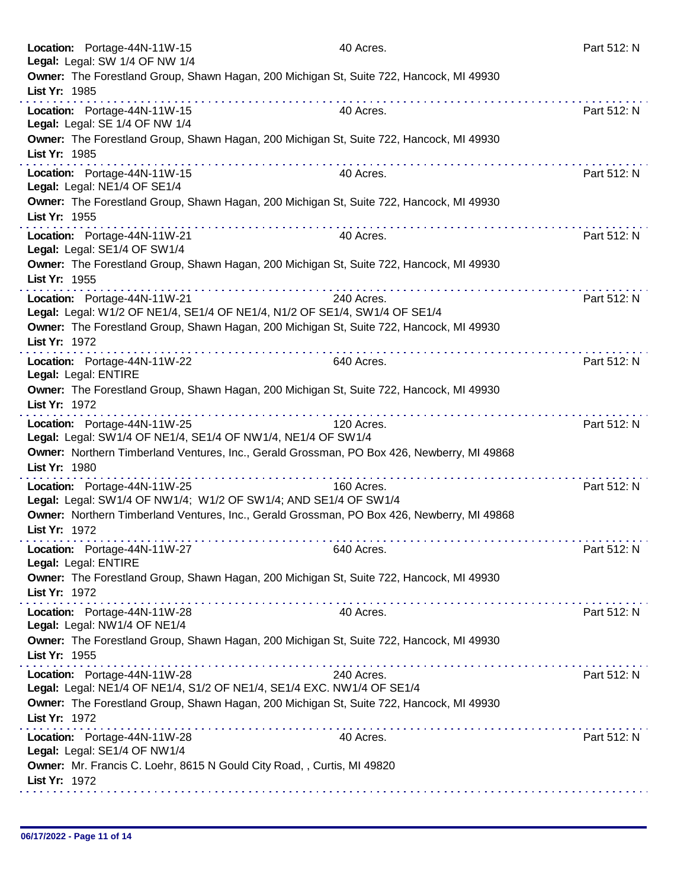**Location:** Portage-44N-11W-15 40 Acres. Part 512: N
**Legal:** Legal: SW 1/4 OF NW 1/4
**Owner:** The Forestland Group, Shawn Hagan, 200 Michigan St, Suite 722, Hancock, MI 49930
**List Yr:** 1985

---

**Location:** Portage-44N-11W-15 40 Acres. Part 512: N
**Legal:** Legal: SE 1/4 OF NW 1/4
**Owner:** The Forestland Group, Shawn Hagan, 200 Michigan St, Suite 722, Hancock, MI 49930
**List Yr:** 1985

---

**Location:** Portage-44N-11W-15 40 Acres. Part 512: N
**Legal:** Legal: NE1/4 OF SE1/4
**Owner:** The Forestland Group, Shawn Hagan, 200 Michigan St, Suite 722, Hancock, MI 49930
**List Yr:** 1955

---

**Location:** Portage-44N-11W-21 40 Acres. Part 512: N
**Legal:** Legal: SE1/4 OF SW1/4
**Owner:** The Forestland Group, Shawn Hagan, 200 Michigan St, Suite 722, Hancock, MI 49930
**List Yr:** 1955

---

**Location:** Portage-44N-11W-21 240 Acres. Part 512: N
**Legal:** Legal: W1/2 OF NE1/4, SE1/4 OF NE1/4, N1/2 OF SE1/4, SW1/4 OF SE1/4
**Owner:** The Forestland Group, Shawn Hagan, 200 Michigan St, Suite 722, Hancock, MI 49930
**List Yr:** 1972

---

**Location:** Portage-44N-11W-22 640 Acres. Part 512: N
**Legal:** Legal: ENTIRE
**Owner:** The Forestland Group, Shawn Hagan, 200 Michigan St, Suite 722, Hancock, MI 49930
**List Yr:** 1972

---

**Location:** Portage-44N-11W-25 120 Acres. Part 512: N
**Legal:** Legal: SW1/4 OF NE1/4, SE1/4 OF NW1/4, NE1/4 OF SW1/4
**Owner:** Northern Timberland Ventures, Inc., Gerald Grossman, PO Box 426, Newberry, MI 49868
**List Yr:** 1980

---

**Location:** Portage-44N-11W-25 160 Acres. Part 512: N
**Legal:** Legal: SW1/4 OF NW1/4; W1/2 OF SW1/4; AND SE1/4 OF SW1/4
**Owner:** Northern Timberland Ventures, Inc., Gerald Grossman, PO Box 426, Newberry, MI 49868
**List Yr:** 1972

---

**Location:** Portage-44N-11W-27 640 Acres. Part 512: N
**Legal:** Legal: ENTIRE
**Owner:** The Forestland Group, Shawn Hagan, 200 Michigan St, Suite 722, Hancock, MI 49930
**List Yr:** 1972

---

**Location:** Portage-44N-11W-28 40 Acres. Part 512: N
**Legal:** Legal: NW1/4 OF NE1/4
**Owner:** The Forestland Group, Shawn Hagan, 200 Michigan St, Suite 722, Hancock, MI 49930
**List Yr:** 1955

---

**Location:** Portage-44N-11W-28 240 Acres. Part 512: N
**Legal:** Legal: NE1/4 OF NE1/4, S1/2 OF NE1/4, SE1/4 EXC. NW1/4 OF SE1/4
**Owner:** The Forestland Group, Shawn Hagan, 200 Michigan St, Suite 722, Hancock, MI 49930
**List Yr:** 1972

---

**Location:** Portage-44N-11W-28 40 Acres. Part 512: N
**Legal:** Legal: SE1/4 OF NW1/4
**Owner:** Mr. Francis C. Loehr, 8615 N Gould City Road, , Curtis, MI 49820
**List Yr:** 1972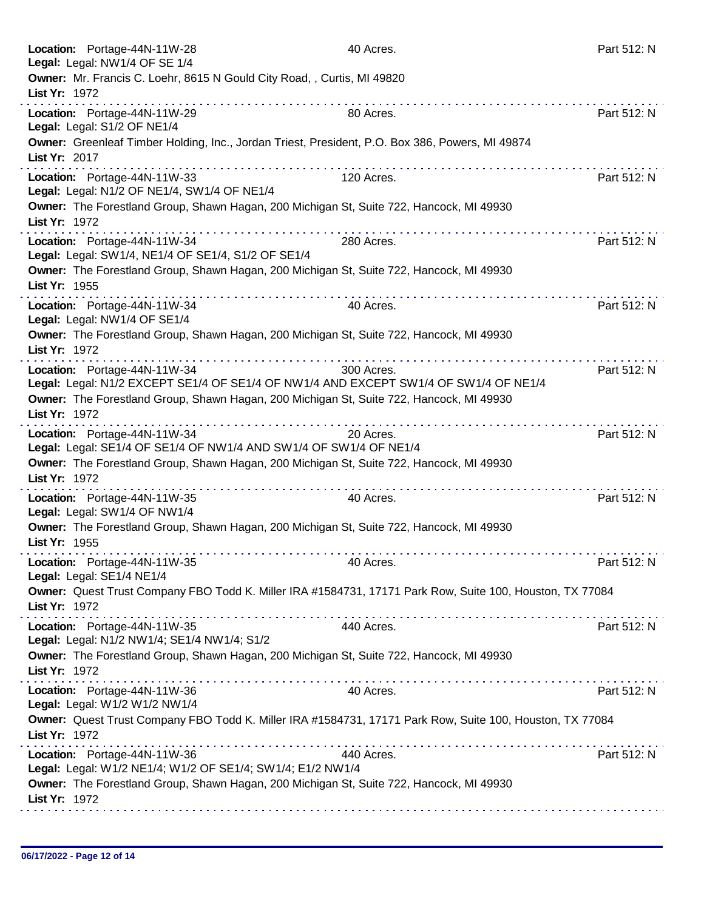**Location:** Portage-44N-11W-28 40 Acres. Part 512: N
**Legal:** Legal: NW1/4 OF SE 1/4
**Owner:** Mr. Francis C. Loehr, 8615 N Gould City Road, , Curtis, MI 49820
**List Yr:** 1972

---

**Location:** Portage-44N-11W-29 80 Acres. Part 512: N
**Legal:** Legal: S1/2 OF NE1/4
**Owner:** Greenleaf Timber Holding, Inc., Jordan Triest, President, P.O. Box 386, Powers, MI 49874
**List Yr:** 2017

---

**Location:** Portage-44N-11W-33 120 Acres. Part 512: N
**Legal:** Legal: N1/2 OF NE1/4, SW1/4 OF NE1/4
**Owner:** The Forestland Group, Shawn Hagan, 200 Michigan St, Suite 722, Hancock, MI 49930
**List Yr:** 1972

---

**Location:** Portage-44N-11W-34 280 Acres. Part 512: N
**Legal:** Legal: SW1/4, NE1/4 OF SE1/4, S1/2 OF SE1/4
**Owner:** The Forestland Group, Shawn Hagan, 200 Michigan St, Suite 722, Hancock, MI 49930
**List Yr:** 1955

---

**Location:** Portage-44N-11W-34 40 Acres. Part 512: N
**Legal:** Legal: NW1/4 OF SE1/4
**Owner:** The Forestland Group, Shawn Hagan, 200 Michigan St, Suite 722, Hancock, MI 49930
**List Yr:** 1972

---

**Location:** Portage-44N-11W-34 300 Acres. Part 512: N
**Legal:** Legal: N1/2 EXCEPT SE1/4 OF SE1/4 OF NW1/4 AND EXCEPT SW1/4 OF SW1/4 OF NE1/4
**Owner:** The Forestland Group, Shawn Hagan, 200 Michigan St, Suite 722, Hancock, MI 49930
**List Yr:** 1972

---

**Location:** Portage-44N-11W-34 20 Acres. Part 512: N
**Legal:** Legal: SE1/4 OF SE1/4 OF NW1/4 AND SW1/4 OF SW1/4 OF NE1/4
**Owner:** The Forestland Group, Shawn Hagan, 200 Michigan St, Suite 722, Hancock, MI 49930
**List Yr:** 1972

---

**Location:** Portage-44N-11W-35 40 Acres. Part 512: N
**Legal:** Legal: SW1/4 OF NW1/4
**Owner:** The Forestland Group, Shawn Hagan, 200 Michigan St, Suite 722, Hancock, MI 49930
**List Yr:** 1955

---

**Location:** Portage-44N-11W-35 40 Acres. Part 512: N
**Legal:** Legal: SE1/4 NE1/4
**Owner:** Quest Trust Company FBO Todd K. Miller IRA #1584731, 17171 Park Row, Suite 100, Houston, TX 77084
**List Yr:** 1972

---

**Location:** Portage-44N-11W-35 440 Acres. Part 512: N
**Legal:** Legal: N1/2 NW1/4; SE1/4 NW1/4; S1/2
**Owner:** The Forestland Group, Shawn Hagan, 200 Michigan St, Suite 722, Hancock, MI 49930
**List Yr:** 1972

---

**Location:** Portage-44N-11W-36 40 Acres. Part 512: N
**Legal:** Legal: W1/2 W1/2 NW1/4
**Owner:** Quest Trust Company FBO Todd K. Miller IRA #1584731, 17171 Park Row, Suite 100, Houston, TX 77084
**List Yr:** 1972

---

**Location:** Portage-44N-11W-36 440 Acres. Part 512: N
**Legal:** Legal: W1/2 NE1/4; W1/2 OF SE1/4; SW1/4; E1/2 NW1/4
**Owner:** The Forestland Group, Shawn Hagan, 200 Michigan St, Suite 722, Hancock, MI 49930
**List Yr:** 1972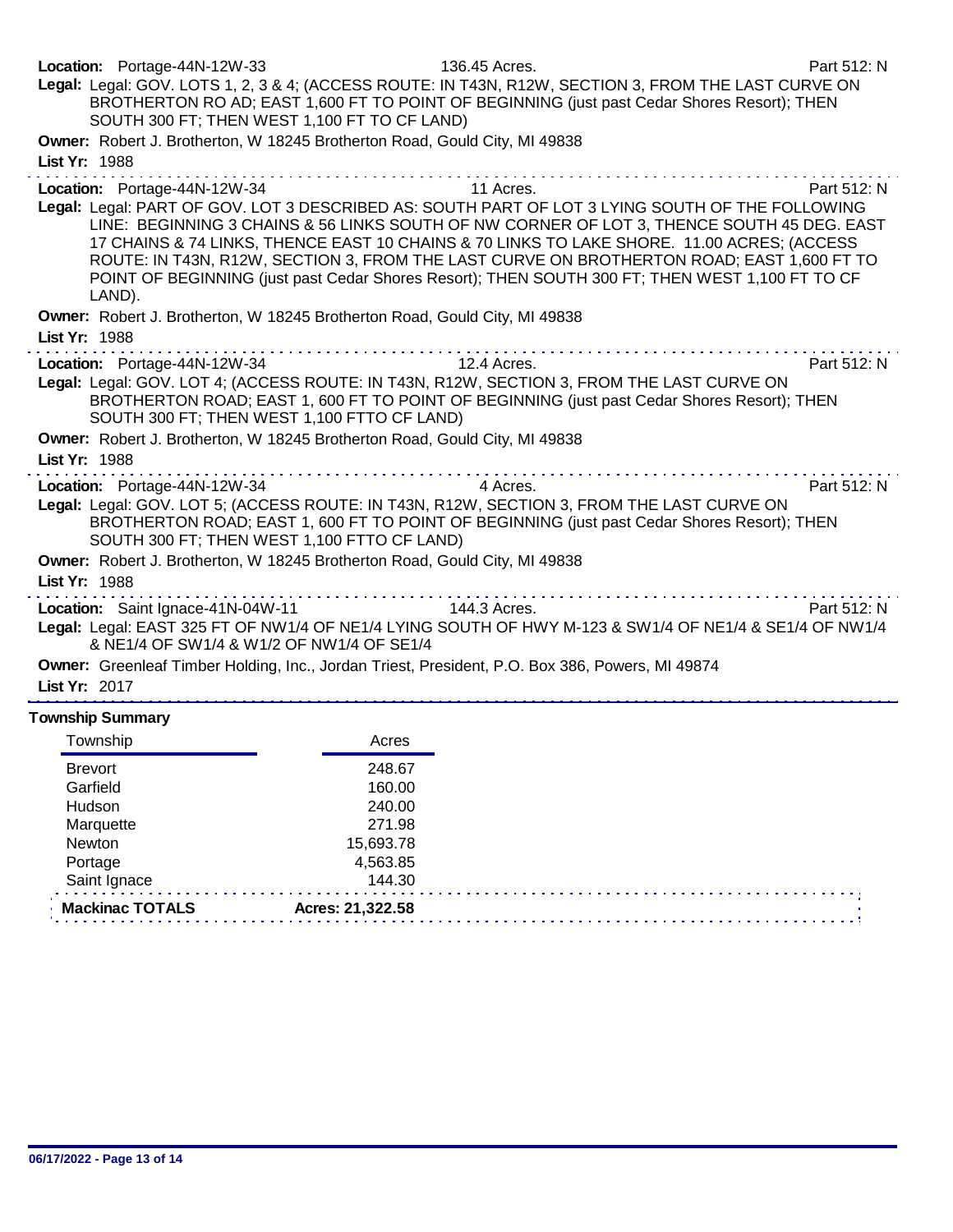**Location:** Portage-44N-12W-33 136.45 Acres. Part 512: N

**Legal:** Legal: GOV. LOTS 1, 2, 3 & 4; (ACCESS ROUTE: IN T43N, R12W, SECTION 3, FROM THE LAST CURVE ON BROTHERTON RO AD; EAST 1,600 FT TO POINT OF BEGINNING (just past Cedar Shores Resort); THEN SOUTH 300 FT; THEN WEST 1,100 FT TO CF LAND)

**Owner:** Robert J. Brotherton, W 18245 Brotherton Road, Gould City, MI 49838

**List Yr:** 1988

---

**Location:** Portage-44N-12W-34 11 Acres. Part 512: N

**Legal:** Legal: PART OF GOV. LOT 3 DESCRIBED AS: SOUTH PART OF LOT 3 LYING SOUTH OF THE FOLLOWING LINE: BEGINNING 3 CHAINS & 56 LINKS SOUTH OF NW CORNER OF LOT 3, THENCE SOUTH 45 DEG. EAST 17 CHAINS & 74 LINKS, THENCE EAST 10 CHAINS & 70 LINKS TO LAKE SHORE. 11.00 ACRES; (ACCESS ROUTE: IN T43N, R12W, SECTION 3, FROM THE LAST CURVE ON BROTHERTON ROAD; EAST 1,600 FT TO POINT OF BEGINNING (just past Cedar Shores Resort); THEN SOUTH 300 FT; THEN WEST 1,100 FT TO CF LAND).

**Owner:** Robert J. Brotherton, W 18245 Brotherton Road, Gould City, MI 49838

**List Yr:** 1988

---

**Location:** Portage-44N-12W-34 12.4 Acres. Part 512: N

**Legal:** Legal: GOV. LOT 4; (ACCESS ROUTE: IN T43N, R12W, SECTION 3, FROM THE LAST CURVE ON BROTHERTON ROAD; EAST 1, 600 FT TO POINT OF BEGINNING (just past Cedar Shores Resort); THEN SOUTH 300 FT; THEN WEST 1,100 FTTO CF LAND)

**Owner:** Robert J. Brotherton, W 18245 Brotherton Road, Gould City, MI 49838

**List Yr:** 1988

---

**Location:** Portage-44N-12W-34 4 Acres. Part 512: N

**Legal:** Legal: GOV. LOT 5; (ACCESS ROUTE: IN T43N, R12W, SECTION 3, FROM THE LAST CURVE ON BROTHERTON ROAD; EAST 1, 600 FT TO POINT OF BEGINNING (just past Cedar Shores Resort); THEN SOUTH 300 FT; THEN WEST 1,100 FTTO CF LAND)

**Owner:** Robert J. Brotherton, W 18245 Brotherton Road, Gould City, MI 49838

**List Yr:** 1988

---

**Location:** Saint Ignace-41N-04W-11 144.3 Acres. Part 512: N

**Legal:** Legal: EAST 325 FT OF NW1/4 OF NE1/4 LYING SOUTH OF HWY M-123 & SW1/4 OF NE1/4 & SE1/4 OF NW1/4 & NE1/4 OF SW1/4 & W1/2 OF NW1/4 OF SE1/4

**Owner:** Greenleaf Timber Holding, Inc., Jordan Triest, President, P.O. Box 386, Powers, MI 49874

**List Yr:** 2017

---

## Township Summary

| Township | Acres |
|---|---|
| Brevort | 248.67 |
| Garfield | 160.00 |
| Hudson | 240.00 |
| Marquette | 271.98 |
| Newton | 15,693.78 |
| Portage | 4,563.85 |
| Saint Ignace | 144.30 |
| **Mackinac TOTALS** | **Acres: 21,322.58** |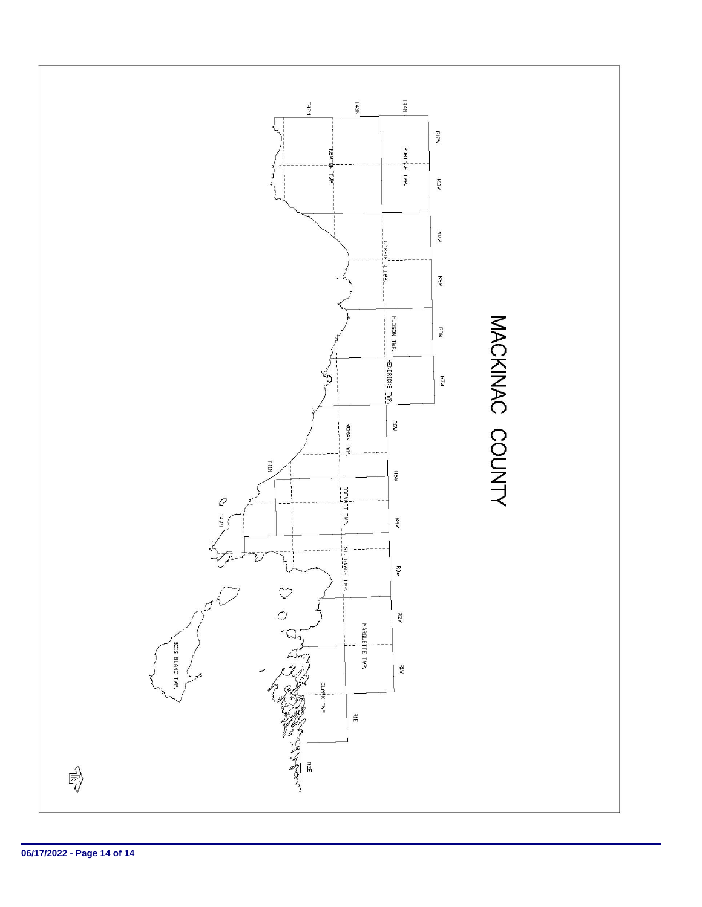MACKINAC COUNTY

T44N
T43N
T42N
T41N
T40N

R12W
R11W
R10W
R9W
R8W
R7W
R6W
R5W
R4W
R3W
R2W
R1W
R1E
R2E

PORTAGE TWP.
NEWTON TWP.
GARFIELD TWP.
HUDSON TWP.
HENDRICKS TWP.
MORAN TWP.
BREVORT TWP.
ST. IGNACE TWP.
MARQUETTE TWP.
CLARK TWP.
BOIS BLANC TWP.

N